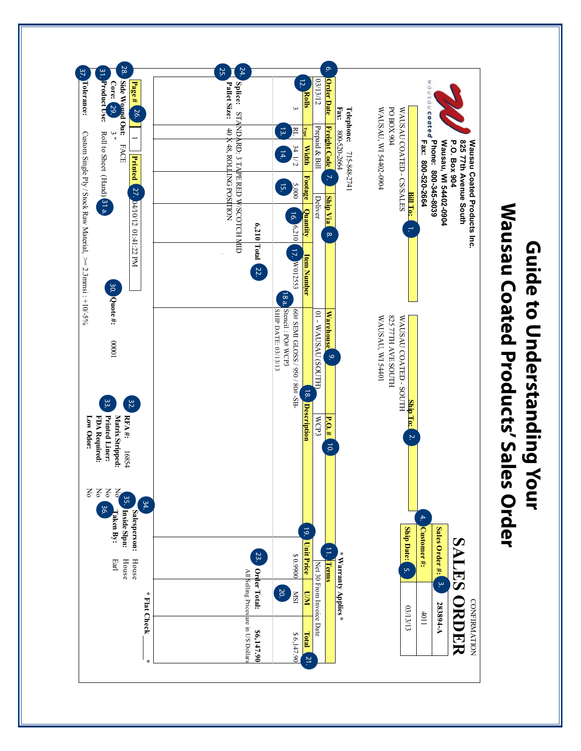# Guide to Understanding Your Wausau Coated Products' Sales Order

**Wausau Coated Products Inc.**
**825 77th Avenue South**
**P.O. Box 904**
**Wausau, WI 54402-0904**
**Phone: 800-345-8039**
**Fax: 800-520-2664**

Telephone: 715-848-2741
Fax: 800-520-2664

CONFIRMATION

# SALES ORDER

| | |
|---|---|
| Sales Order #: (3.) | 283894-A |
| Customer #: (4.) | 4011 |
| Ship Date: (5.) | 03/13/13 |

**Bill To:** (1.)
WAUSAU COATED - CS/SALES
PO BOX 904
WAUSAU, WI 54402-0904

**Ship To:** (2.)
WAUSAU COATED - SOUTH
825 77TH AVE SOUTH
WAUSAU, WI 54401

\* Warranty Applies \*

| Order Date (6.) | Freight Code (7.) | Ship Via (8.) | Warehouse (9.) | P.O.# (10.) | Terms (11.) |
|---|---|---|---|---|---|
| 03/13/12 | Prepaid & Bill | Deliver | 01 - WAUSAU (SOUTH) | WCP3 | Net 30 From Invoice Date |

| Rolls (12.) | Type (13.) | Width (14.) | Footage (15.) | Quantity (16.) | Item Number (17.) | Description (18.) | Unit Price (19.) | U/M (20.) | Total (21.) |
|---|---|---|---|---|---|---|---|---|---|
| 3 | RL | 34 1/2 | 5,000 | 6,210 | W012553 | 60# SEMI GLOSS / 950 / 80# -SB-<br>(18a.) Stencil : PO# WCP3<br>SHIP DATE: 03/13/13 | $ 0.9900 | MSI | $ 6,147.90 |

6,210 Total (22.)

**Order Total:** (23.) **$6,147.90**
All Selling Prices are in US Dollars

(24.) **Splice:** STANDARD: 3 TAPE RED W/SCOTCH MID
(25.) **Pallet Size:** 40 X 48, ROLLING POSITION

**Page #** (26.) 1 **Printed** (27.) 04/10/12 01:41:22 PM

\* Flat Check ______ \*

(28.) **Side Wound Out:** FACE
**Core:** (29.) 3 "
(31.) **Product Use:** Roll to Sheet (Hand) (31a.)
(30.) **Quote #:** 0001
(37.) **Tolerance:** Custom Single Ply / Stock Raw Material, >= 2.3mmsi : +10/-5%

(32.) **RFA #:** 16854
**Matrix Stripped:** No
(33.) **Printed Liner:** No
**FDA Required:** No
**Low Odor:** No

(34.) **Salesperson:** House
(35.) **Inside Spn:** House
(36.) **Taken By:** Earl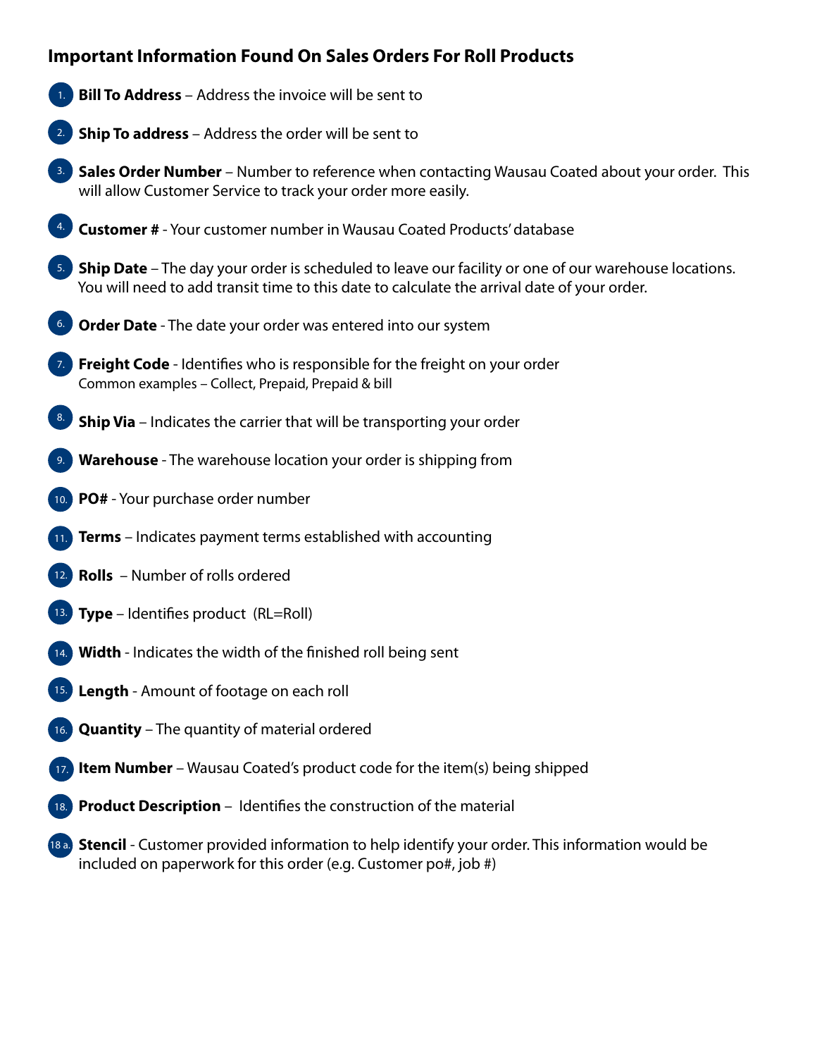## Important Information Found On Sales Orders For Roll Products

1. **Bill To Address** – Address the invoice will be sent to
2. **Ship To address** – Address the order will be sent to
3. **Sales Order Number** – Number to reference when contacting Wausau Coated about your order. This will allow Customer Service to track your order more easily.
4. **Customer #** - Your customer number in Wausau Coated Products' database
5. **Ship Date** – The day your order is scheduled to leave our facility or one of our warehouse locations. You will need to add transit time to this date to calculate the arrival date of your order.
6. **Order Date** - The date your order was entered into our system
7. **Freight Code** - Identifies who is responsible for the freight on your order
   Common examples – Collect, Prepaid, Prepaid & bill
8. **Ship Via** – Indicates the carrier that will be transporting your order
9. **Warehouse** - The warehouse location your order is shipping from
10. **PO#** - Your purchase order number
11. **Terms** – Indicates payment terms established with accounting
12. **Rolls** – Number of rolls ordered
13. **Type** – Identifies product (RL=Roll)
14. **Width** - Indicates the width of the finished roll being sent
15. **Length** - Amount of footage on each roll
16. **Quantity** – The quantity of material ordered
17. **Item Number** – Wausau Coated's product code for the item(s) being shipped
18. **Product Description** – Identifies the construction of the material

18 a. **Stencil** - Customer provided information to help identify your order. This information would be included on paperwork for this order (e.g. Customer po#, job #)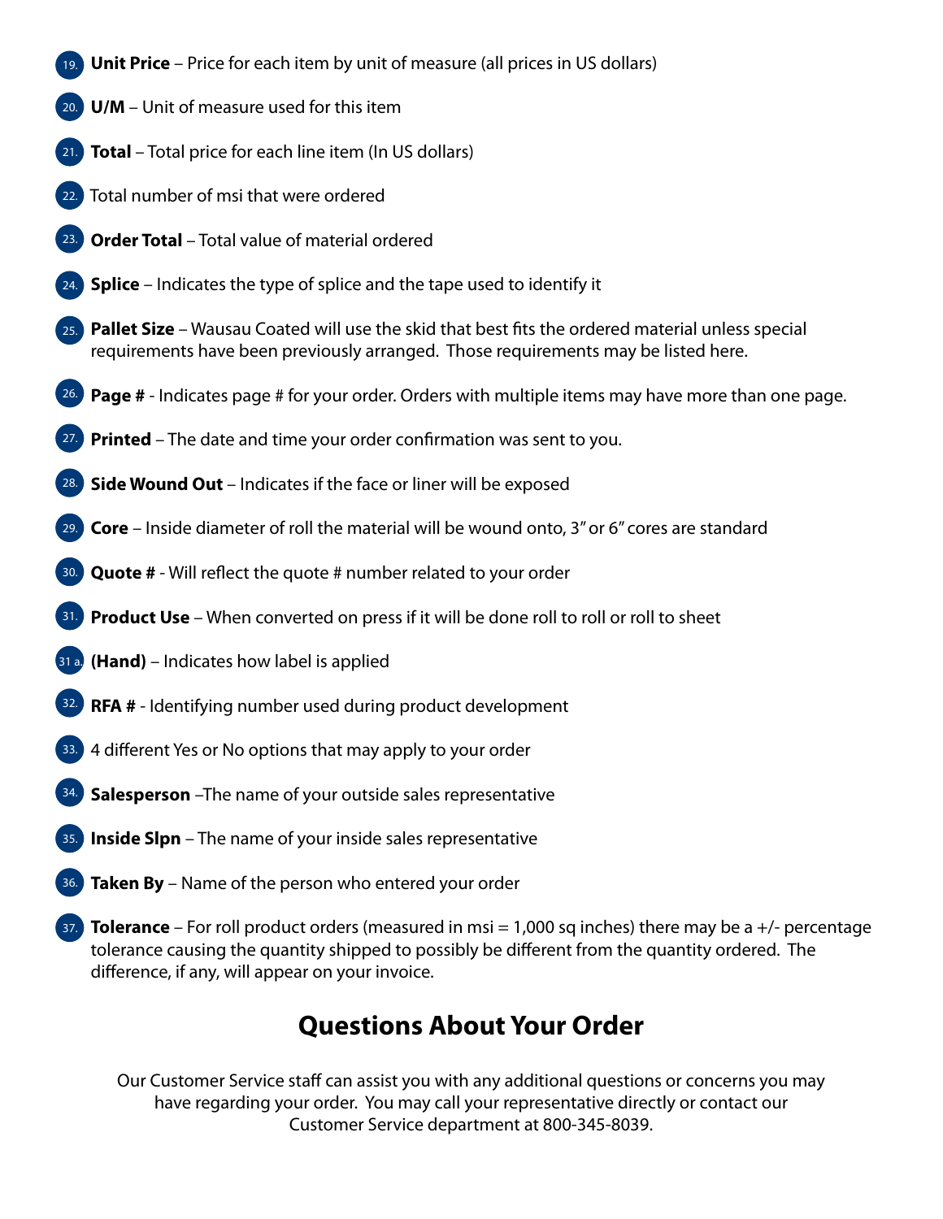19. **Unit Price** – Price for each item by unit of measure (all prices in US dollars)

20. **U/M** – Unit of measure used for this item

21. **Total** – Total price for each line item (In US dollars)

22. Total number of msi that were ordered

23. **Order Total** – Total value of material ordered

24. **Splice** – Indicates the type of splice and the tape used to identify it

25. **Pallet Size** – Wausau Coated will use the skid that best fits the ordered material unless special requirements have been previously arranged. Those requirements may be listed here.

26. **Page #** - Indicates page # for your order. Orders with multiple items may have more than one page.

27. **Printed** – The date and time your order confirmation was sent to you.

28. **Side Wound Out** – Indicates if the face or liner will be exposed

29. **Core** – Inside diameter of roll the material will be wound onto, 3" or 6" cores are standard

30. **Quote #** - Will reflect the quote # number related to your order

31. **Product Use** – When converted on press if it will be done roll to roll or roll to sheet

31 a. **(Hand)** – Indicates how label is applied

32. **RFA #** - Identifying number used during product development

33. 4 different Yes or No options that may apply to your order

34. **Salesperson** –The name of your outside sales representative

35. **Inside Slpn** – The name of your inside sales representative

36. **Taken By** – Name of the person who entered your order

37. **Tolerance** – For roll product orders (measured in msi = 1,000 sq inches) there may be a +/- percentage tolerance causing the quantity shipped to possibly be different from the quantity ordered. The difference, if any, will appear on your invoice.

## Questions About Your Order

Our Customer Service staff can assist you with any additional questions or concerns you may have regarding your order. You may call your representative directly or contact our Customer Service department at 800-345-8039.